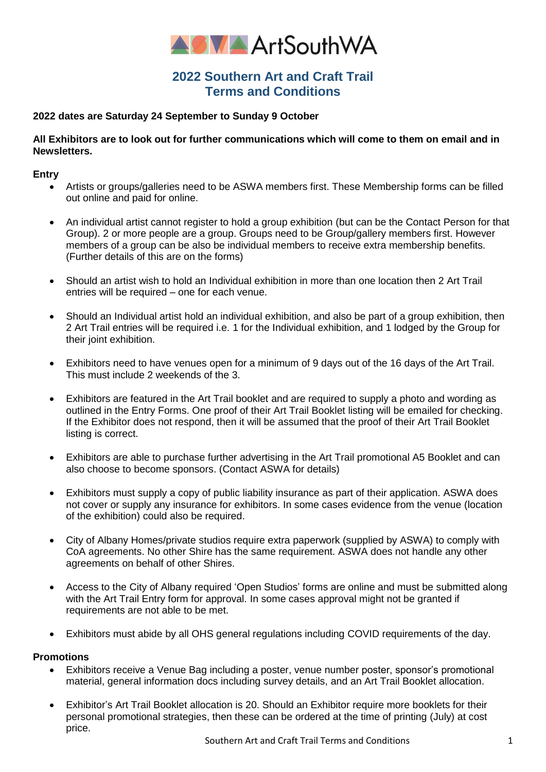# ArtSouthWA

## 2022 Southern Art and Craft Trail
## Terms and Conditions

**2022 dates are Saturday 24 September to Sunday 9 October**

**All Exhibitors are to look out for further communications which will come to them on email and in Newsletters.**

### Entry

- Artists or groups/galleries need to be ASWA members first. These Membership forms can be filled out online and paid for online.
- An individual artist cannot register to hold a group exhibition (but can be the Contact Person for that Group). 2 or more people are a group. Groups need to be Group/gallery members first. However members of a group can be also be individual members to receive extra membership benefits. (Further details of this are on the forms)
- Should an artist wish to hold an Individual exhibition in more than one location then 2 Art Trail entries will be required – one for each venue.
- Should an Individual artist hold an individual exhibition, and also be part of a group exhibition, then 2 Art Trail entries will be required i.e. 1 for the Individual exhibition, and 1 lodged by the Group for their joint exhibition.
- Exhibitors need to have venues open for a minimum of 9 days out of the 16 days of the Art Trail. This must include 2 weekends of the 3.
- Exhibitors are featured in the Art Trail booklet and are required to supply a photo and wording as outlined in the Entry Forms. One proof of their Art Trail Booklet listing will be emailed for checking. If the Exhibitor does not respond, then it will be assumed that the proof of their Art Trail Booklet listing is correct.
- Exhibitors are able to purchase further advertising in the Art Trail promotional A5 Booklet and can also choose to become sponsors. (Contact ASWA for details)
- Exhibitors must supply a copy of public liability insurance as part of their application. ASWA does not cover or supply any insurance for exhibitors. In some cases evidence from the venue (location of the exhibition) could also be required.
- City of Albany Homes/private studios require extra paperwork (supplied by ASWA) to comply with CoA agreements. No other Shire has the same requirement. ASWA does not handle any other agreements on behalf of other Shires.
- Access to the City of Albany required 'Open Studios' forms are online and must be submitted along with the Art Trail Entry form for approval. In some cases approval might not be granted if requirements are not able to be met.
- Exhibitors must abide by all OHS general regulations including COVID requirements of the day.

### Promotions

- Exhibitors receive a Venue Bag including a poster, venue number poster, sponsor's promotional material, general information docs including survey details, and an Art Trail Booklet allocation.
- Exhibitor's Art Trail Booklet allocation is 20. Should an Exhibitor require more booklets for their personal promotional strategies, then these can be ordered at the time of printing (July) at cost price.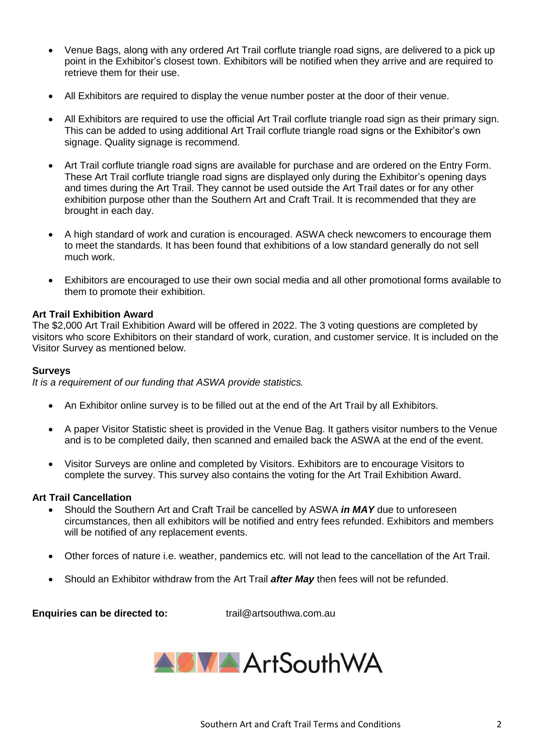- Venue Bags, along with any ordered Art Trail corflute triangle road signs, are delivered to a pick up point in the Exhibitor's closest town. Exhibitors will be notified when they arrive and are required to retrieve them for their use.

- All Exhibitors are required to display the venue number poster at the door of their venue.

- All Exhibitors are required to use the official Art Trail corflute triangle road sign as their primary sign. This can be added to using additional Art Trail corflute triangle road signs or the Exhibitor's own signage. Quality signage is recommend.

- Art Trail corflute triangle road signs are available for purchase and are ordered on the Entry Form. These Art Trail corflute triangle road signs are displayed only during the Exhibitor's opening days and times during the Art Trail. They cannot be used outside the Art Trail dates or for any other exhibition purpose other than the Southern Art and Craft Trail. It is recommended that they are brought in each day.

- A high standard of work and curation is encouraged. ASWA check newcomers to encourage them to meet the standards. It has been found that exhibitions of a low standard generally do not sell much work.

- Exhibitors are encouraged to use their own social media and all other promotional forms available to them to promote their exhibition.

**Art Trail Exhibition Award**

The $2,000 Art Trail Exhibition Award will be offered in 2022. The 3 voting questions are completed by visitors who score Exhibitors on their standard of work, curation, and customer service. It is included on the Visitor Survey as mentioned below.

**Surveys**

*It is a requirement of our funding that ASWA provide statistics.*

- An Exhibitor online survey is to be filled out at the end of the Art Trail by all Exhibitors.

- A paper Visitor Statistic sheet is provided in the Venue Bag. It gathers visitor numbers to the Venue and is to be completed daily, then scanned and emailed back the ASWA at the end of the event.

- Visitor Surveys are online and completed by Visitors. Exhibitors are to encourage Visitors to complete the survey. This survey also contains the voting for the Art Trail Exhibition Award.

**Art Trail Cancellation**

- Should the Southern Art and Craft Trail be cancelled by ASWA ***in MAY*** due to unforeseen circumstances, then all exhibitors will be notified and entry fees refunded. Exhibitors and members will be notified of any replacement events.

- Other forces of nature i.e. weather, pandemics etc. will not lead to the cancellation of the Art Trail.

- Should an Exhibitor withdraw from the Art Trail ***after May*** then fees will not be refunded.

**Enquiries can be directed to:** trail@artsouthwa.com.au

ArtSouthWA